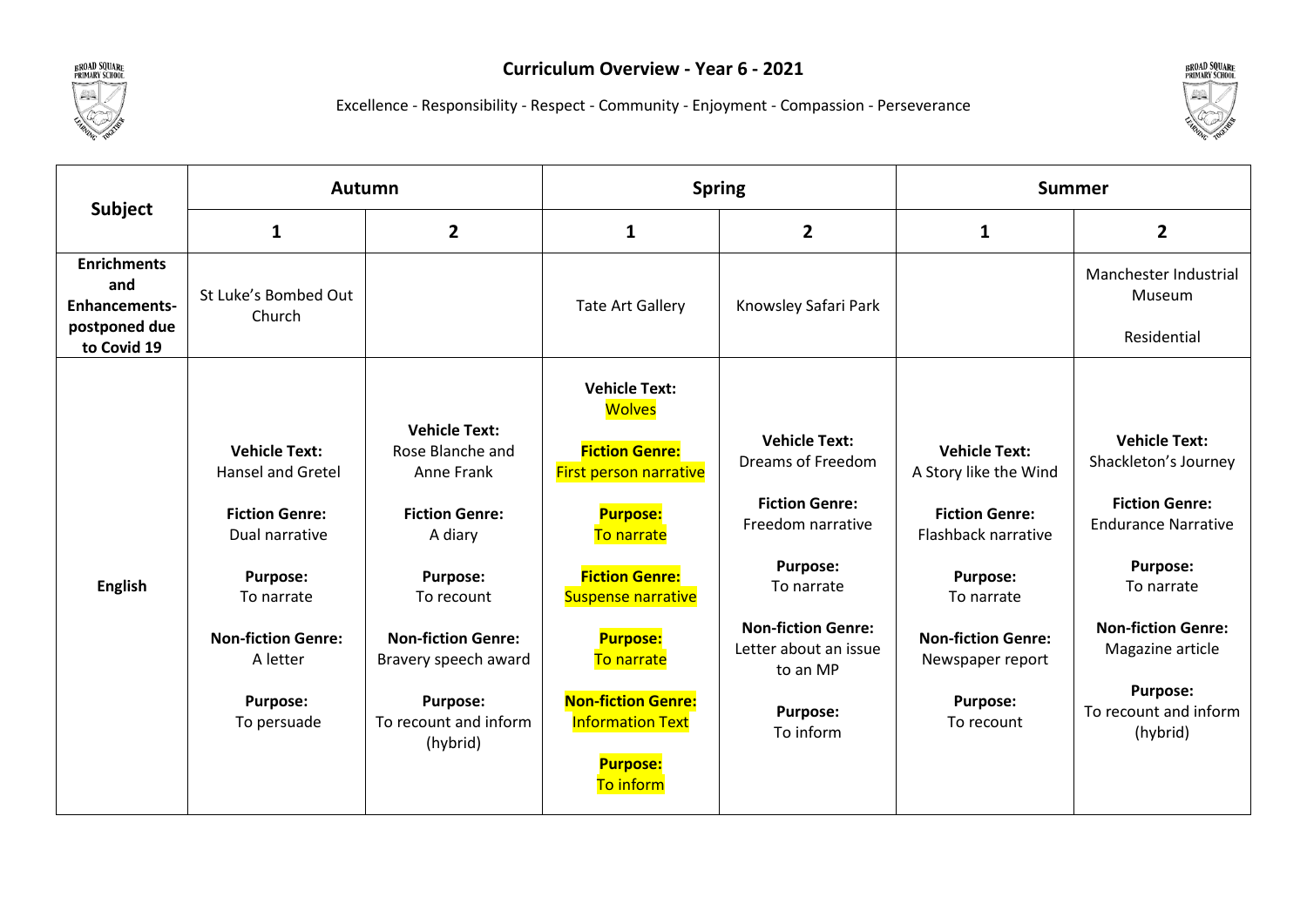# Curriculum Overview - Year 6 - 2021

Excellence - Responsibility - Respect - Community - Enjoyment - Compassion - Perseverance

| Subject | Autumn | | Spring | | Summer | |
|---|---|---|---|---|---|---|
| | **1** | **2** | **1** | **2** | **1** | **2** |
| **Enrichments and Enhancements- postponed due to Covid 19** | St Luke's Bombed Out Church | | Tate Art Gallery | Knowsley Safari Park | | Manchester Industrial Museum<br><br>Residential |
| **English** | **Vehicle Text:**<br>Hansel and Gretel<br><br>**Fiction Genre:**<br>Dual narrative<br><br>**Purpose:**<br>To narrate<br><br>**Non-fiction Genre:**<br>A letter<br><br>**Purpose:**<br>To persuade | **Vehicle Text:**<br>Rose Blanche and Anne Frank<br><br>**Fiction Genre:**<br>A diary<br><br>**Purpose:**<br>To recount<br><br>**Non-fiction Genre:**<br>Bravery speech award<br><br>**Purpose:**<br>To recount and inform (hybrid) | **Vehicle Text:**<br>Wolves<br><br>**Fiction Genre:**<br>First person narrative<br><br>**Purpose:**<br>To narrate<br><br>**Fiction Genre:**<br>Suspense narrative<br><br>**Purpose:**<br>To narrate<br><br>**Non-fiction Genre:**<br>Information Text<br><br>**Purpose:**<br>To inform | **Vehicle Text:**<br>Dreams of Freedom<br><br>**Fiction Genre:**<br>Freedom narrative<br><br>**Purpose:**<br>To narrate<br><br>**Non-fiction Genre:**<br>Letter about an issue to an MP<br><br>**Purpose:**<br>To inform | **Vehicle Text:**<br>A Story like the Wind<br><br>**Fiction Genre:**<br>Flashback narrative<br><br>**Purpose:**<br>To narrate<br><br>**Non-fiction Genre:**<br>Newspaper report<br><br>**Purpose:**<br>To recount | **Vehicle Text:**<br>Shackleton's Journey<br><br>**Fiction Genre:**<br>Endurance Narrative<br><br>**Purpose:**<br>To narrate<br><br>**Non-fiction Genre:**<br>Magazine article<br><br>**Purpose:**<br>To recount and inform (hybrid) |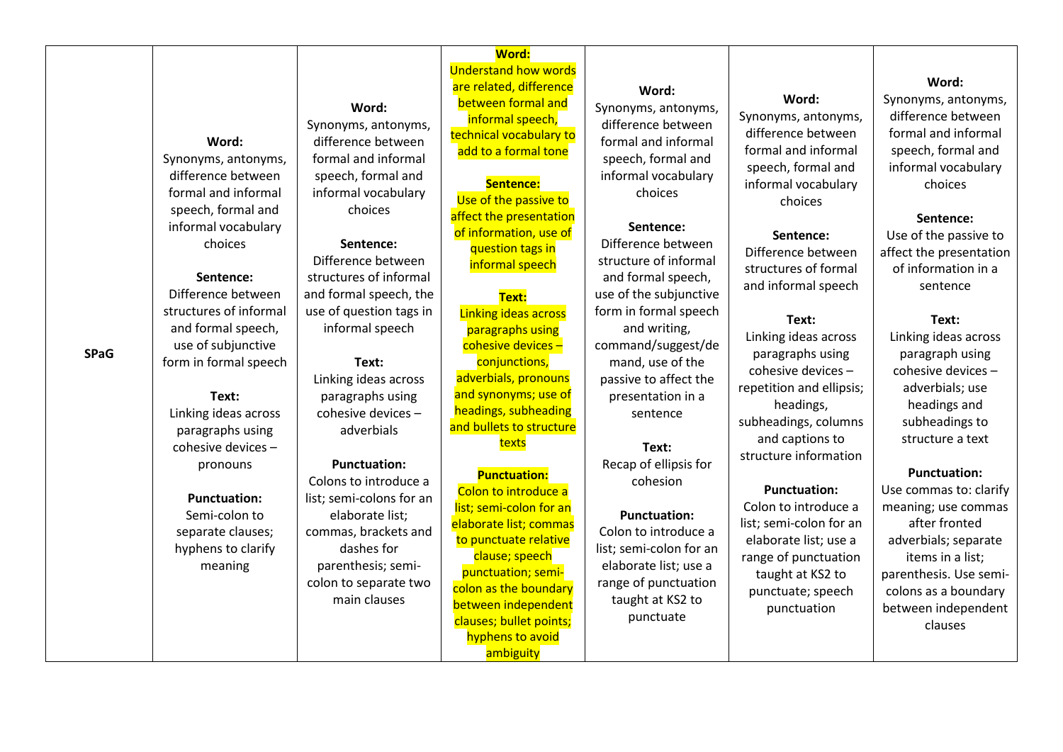| SPaG | **Word:**<br>Synonyms, antonyms, difference between formal and informal speech, formal and informal vocabulary choices<br><br>**Sentence:**<br>Difference between structures of informal and formal speech, use of subjunctive form in formal speech<br><br>**Text:**<br>Linking ideas across paragraphs using cohesive devices – pronouns<br><br>**Punctuation:**<br>Semi-colon to separate clauses; hyphens to clarify meaning | **Word:**<br>Synonyms, antonyms, difference between formal and informal speech, formal and informal vocabulary choices<br><br>**Sentence:**<br>Difference between structures of informal and formal speech, the use of question tags in informal speech<br><br>**Text:**<br>Linking ideas across paragraphs using cohesive devices – adverbials<br><br>**Punctuation:**<br>Colons to introduce a list; semi-colons for an elaborate list; commas, brackets and dashes for parenthesis; semi-colon to separate two main clauses | **Word:**<br>Understand how words are related, difference between formal and informal speech, technical vocabulary to add to a formal tone<br><br>**Sentence:**<br>Use of the passive to affect the presentation of information, use of question tags in informal speech<br><br>**Text:**<br>Linking ideas across paragraphs using cohesive devices – conjunctions, adverbials, pronouns and synonyms; use of headings, subheading and bullets to structure texts<br><br>**Punctuation:**<br>Colon to introduce a list; semi-colon for an elaborate list; commas to punctuate relative clause; speech punctuation; semi-colon as the boundary between independent clauses; bullet points; hyphens to avoid ambiguity | **Word:**<br>Synonyms, antonyms, difference between formal and informal speech, formal and informal vocabulary choices<br><br>**Sentence:**<br>Difference between structure of informal and formal speech, use of the subjunctive form in formal speech and writing, command/suggest/demand, use of the passive to affect the presentation in a sentence<br><br>**Text:**<br>Recap of ellipsis for cohesion<br><br>**Punctuation:**<br>Colon to introduce a list; semi-colon for an elaborate list; use a range of punctuation taught at KS2 to punctuate | **Word:**<br>Synonyms, antonyms, difference between formal and informal speech, formal and informal vocabulary choices<br><br>**Sentence:**<br>Difference between structures of formal and informal speech<br><br>**Text:**<br>Linking ideas across paragraphs using cohesive devices – repetition and ellipsis; headings, subheadings, columns and captions to structure information<br><br>**Punctuation:**<br>Colon to introduce a list; semi-colon for an elaborate list; use a range of punctuation taught at KS2 to punctuate; speech punctuation | **Word:**<br>Synonyms, antonyms, difference between formal and informal speech, formal and informal vocabulary choices<br><br>**Sentence:**<br>Use of the passive to affect the presentation of information in a sentence<br><br>**Text:**<br>Linking ideas across paragraph using cohesive devices – adverbials; use headings and subheadings to structure a text<br><br>**Punctuation:**<br>Use commas to: clarify meaning; use commas after fronted adverbials; separate items in a list; parenthesis. Use semi-colons as a boundary between independent clauses |
|---|---|---|---|---|---|---|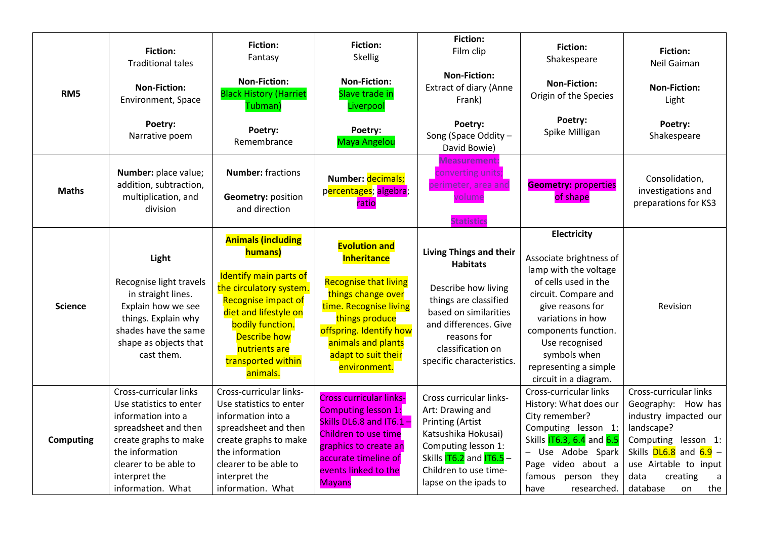| RM5 | **Fiction:** Traditional tales<br><br>**Non-Fiction:** Environment, Space<br><br>**Poetry:** Narrative poem | **Fiction:** Fantasy<br><br>**Non-Fiction:** Black History (Harriet Tubman)<br><br>**Poetry:** Remembrance | **Fiction:** Skellig<br><br>**Non-Fiction:** Slave trade in Liverpool<br><br>**Poetry:** Maya Angelou | **Fiction:** Film clip<br><br>**Non-Fiction:** Extract of diary (Anne Frank)<br><br>**Poetry:** Song (Space Oddity – David Bowie) | **Fiction:** Shakespeare<br><br>**Non-Fiction:** Origin of the Species<br><br>**Poetry:** Spike Milligan | **Fiction:** Neil Gaiman<br><br>**Non-Fiction:** Light<br><br>**Poetry:** Shakespeare |
|---|---|---|---|---|---|---|
| **Maths** | **Number:** place value; addition, subtraction, multiplication, and division | **Number:** fractions<br><br>**Geometry:** position and direction | **Number:** decimals; percentages; algebra; ratio | **Measurement:** converting units; perimeter, area and volume<br><br>**Statistics** | **Geometry:** properties of shape | Consolidation, investigations and preparations for KS3 |
| **Science** | **Light**<br><br>Recognise light travels in straight lines. Explain how we see things. Explain why shades have the same shape as objects that cast them. | **Animals (including humans)**<br><br>Identify main parts of the circulatory system. Recognise impact of diet and lifestyle on bodily function. Describe how nutrients are transported within animals. | **Evolution and Inheritance**<br><br>Recognise that living things change over time. Recognise living things produce offspring. Identify how animals and plants adapt to suit their environment. | **Living Things and their Habitats**<br><br>Describe how living things are classified based on similarities and differences. Give reasons for classification on specific characteristics. | **Electricity**<br><br>Associate brightness of lamp with the voltage of cells used in the circuit. Compare and give reasons for variations in how components function. Use recognised symbols when representing a simple circuit in a diagram. | Revision |
| **Computing** | Cross-curricular links Use statistics to enter information into a spreadsheet and then create graphs to make the information clearer to be able to interpret the information. What | Cross-curricular links- Use statistics to enter information into a spreadsheet and then create graphs to make the information clearer to be able to interpret the information. What | Cross curricular links- Computing lesson 1: Skills DL6.8 and IT6.1 – Children to use time graphics to create an accurate timeline of events linked to the Mayans | Cross curricular links- Art: Drawing and Printing (Artist Katsushika Hokusai) Computing lesson 1: Skills IT6.2 and IT6.5 – Children to use time-lapse on the ipads to | Cross-curricular links History: What does our City remember? Computing lesson 1: Skills IT6.3, 6.4 and 6.5 – Use Adobe Spark Page video about a famous person they have researched. | Cross-curricular links Geography: How has industry impacted our landscape? Computing lesson 1: Skills DL6.8 and 6.9 – use Airtable to input data creating a database on the |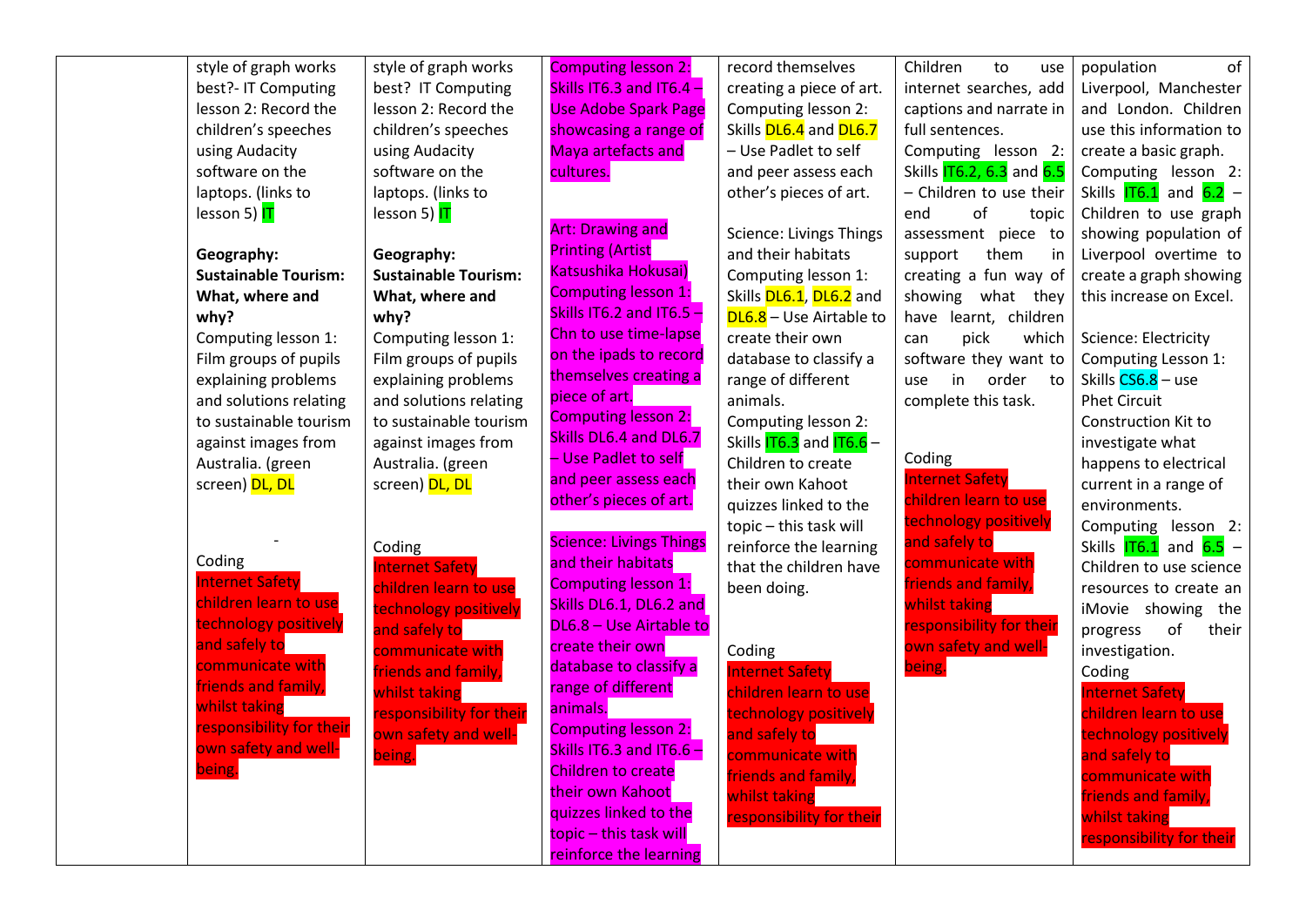| | | | | | | |
|---|---|---|---|---|---|---|
| | style of graph works best?- IT Computing lesson 2: Record the children's speeches using Audacity software on the laptops. (links to lesson 5) IT<br><br>**Geography: Sustainable Tourism: What, where and why?**<br>Computing lesson 1: Film groups of pupils explaining problems and solutions relating to sustainable tourism against images from Australia. (green screen) DL, DL<br><br>-<br>Coding<br>Internet Safety children learn to use technology positively and safely to communicate with friends and family, whilst taking responsibility for their own safety and well-being. | style of graph works best? IT Computing lesson 2: Record the children's speeches using Audacity software on the laptops. (links to lesson 5) IT<br><br>**Geography: Sustainable Tourism: What, where and why?**<br>Computing lesson 1: Film groups of pupils explaining problems and solutions relating to sustainable tourism against images from Australia. (green screen) DL, DL<br><br>Coding<br>Internet Safety children learn to use technology positively and safely to communicate with friends and family, whilst taking responsibility for their own safety and well-being. | Computing lesson 2: Skills IT6.3 and IT6.4 – Use Adobe Spark Page showcasing a range of Maya artefacts and cultures.<br><br>Art: Drawing and Printing (Artist Katsushika Hokusai)<br>Computing lesson 1: Skills IT6.2 and IT6.5 – Chn to use time-lapse on the ipads to record themselves creating a piece of art.<br>Computing lesson 2: Skills DL6.4 and DL6.7 – Use Padlet to self and peer assess each other's pieces of art.<br><br>Science: Livings Things and their habitats<br>Computing lesson 1: Skills DL6.1, DL6.2 and DL6.8 – Use Airtable to create their own database to classify a range of different animals.<br>Computing lesson 2: Skills IT6.3 and IT6.6 – Children to create their own Kahoot quizzes linked to the topic – this task will reinforce the learning | record themselves creating a piece of art.<br>Computing lesson 2: Skills DL6.4 and DL6.7 – Use Padlet to self and peer assess each other's pieces of art.<br><br>Science: Livings Things and their habitats<br>Computing lesson 1: Skills DL6.1, DL6.2 and DL6.8 – Use Airtable to create their own database to classify a range of different animals.<br>Computing lesson 2: Skills IT6.3 and IT6.6 – Children to create their own Kahoot quizzes linked to the topic – this task will reinforce the learning that the children have been doing.<br><br>Coding<br>Internet Safety children learn to use technology positively and safely to communicate with friends and family, whilst taking responsibility for their | Children to use internet searches, add captions and narrate in full sentences.<br>Computing lesson 2: Skills IT6.2, 6.3 and 6.5 – Children to use their end of topic assessment piece to support them in creating a fun way of showing what they have learnt, children can pick which software they want to use in order to complete this task.<br><br>Coding<br>Internet Safety children learn to use technology positively and safely to communicate with friends and family, whilst taking responsibility for their own safety and well-being. | population of Liverpool, Manchester and London. Children use this information to create a basic graph.<br>Computing lesson 2: Skills IT6.1 and 6.2 – Children to use graph showing population of Liverpool overtime to create a graph showing this increase on Excel.<br><br>Science: Electricity<br>Computing Lesson 1: Skills CS6.8 – use Phet Circuit Construction Kit to investigate what happens to electrical current in a range of environments.<br>Computing lesson 2: Skills IT6.1 and 6.5 – Children to use science resources to create an iMovie showing the progress of their investigation.<br>Coding<br>Internet Safety children learn to use technology positively and safely to communicate with friends and family, whilst taking responsibility for their |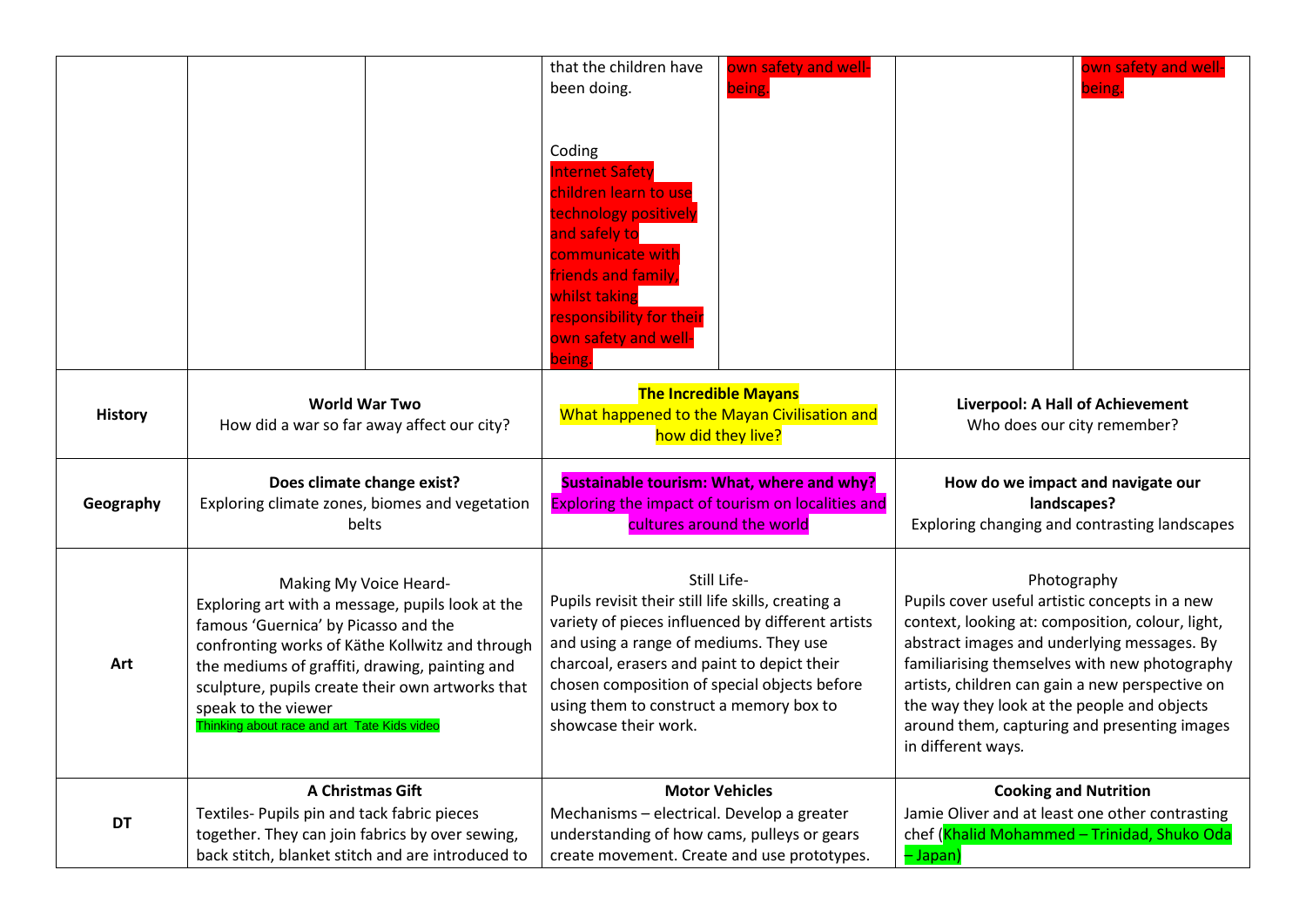| | | | | | | |
|---|---|---|---|---|---|---|
| | | | that the children have been doing.<br><br>Coding<br>Internet Safety children learn to use technology positively and safely to communicate with friends and family, whilst taking responsibility for their own safety and well-being. | own safety and well-being. | | own safety and well-being. |
| **History** | **World War Two**<br>How did a war so far away affect our city? | | **The Incredible Mayans**<br>What happened to the Mayan Civilisation and how did they live? | | **Liverpool: A Hall of Achievement**<br>Who does our city remember? | |
| **Geography** | **Does climate change exist?**<br>Exploring climate zones, biomes and vegetation belts | | **Sustainable tourism: What, where and why?**<br>Exploring the impact of tourism on localities and cultures around the world | | **How do we impact and navigate our landscapes?**<br>Exploring changing and contrasting landscapes | |
| **Art** | Making My Voice Heard-<br>Exploring art with a message, pupils look at the famous 'Guernica' by Picasso and the confronting works of Käthe Kollwitz and through the mediums of graffiti, drawing, painting and sculpture, pupils create their own artworks that speak to the viewer<br>Thinking about race and art Tate Kids video | | Still Life-<br>Pupils revisit their still life skills, creating a variety of pieces influenced by different artists and using a range of mediums. They use charcoal, erasers and paint to depict their chosen composition of special objects before using them to construct a memory box to showcase their work. | | Photography<br>Pupils cover useful artistic concepts in a new context, looking at: composition, colour, light, abstract images and underlying messages. By familiarising themselves with new photography artists, children can gain a new perspective on the way they look at the people and objects around them, capturing and presenting images in different ways. | |
| **DT** | **A Christmas Gift**<br>Textiles- Pupils pin and tack fabric pieces together. They can join fabrics by over sewing, back stitch, blanket stitch and are introduced to | | **Motor Vehicles**<br>Mechanisms – electrical. Develop a greater understanding of how cams, pulleys or gears create movement. Create and use prototypes. | | **Cooking and Nutrition**<br>Jamie Oliver and at least one other contrasting chef (Khalid Mohammed – Trinidad, Shuko Oda – Japan) | |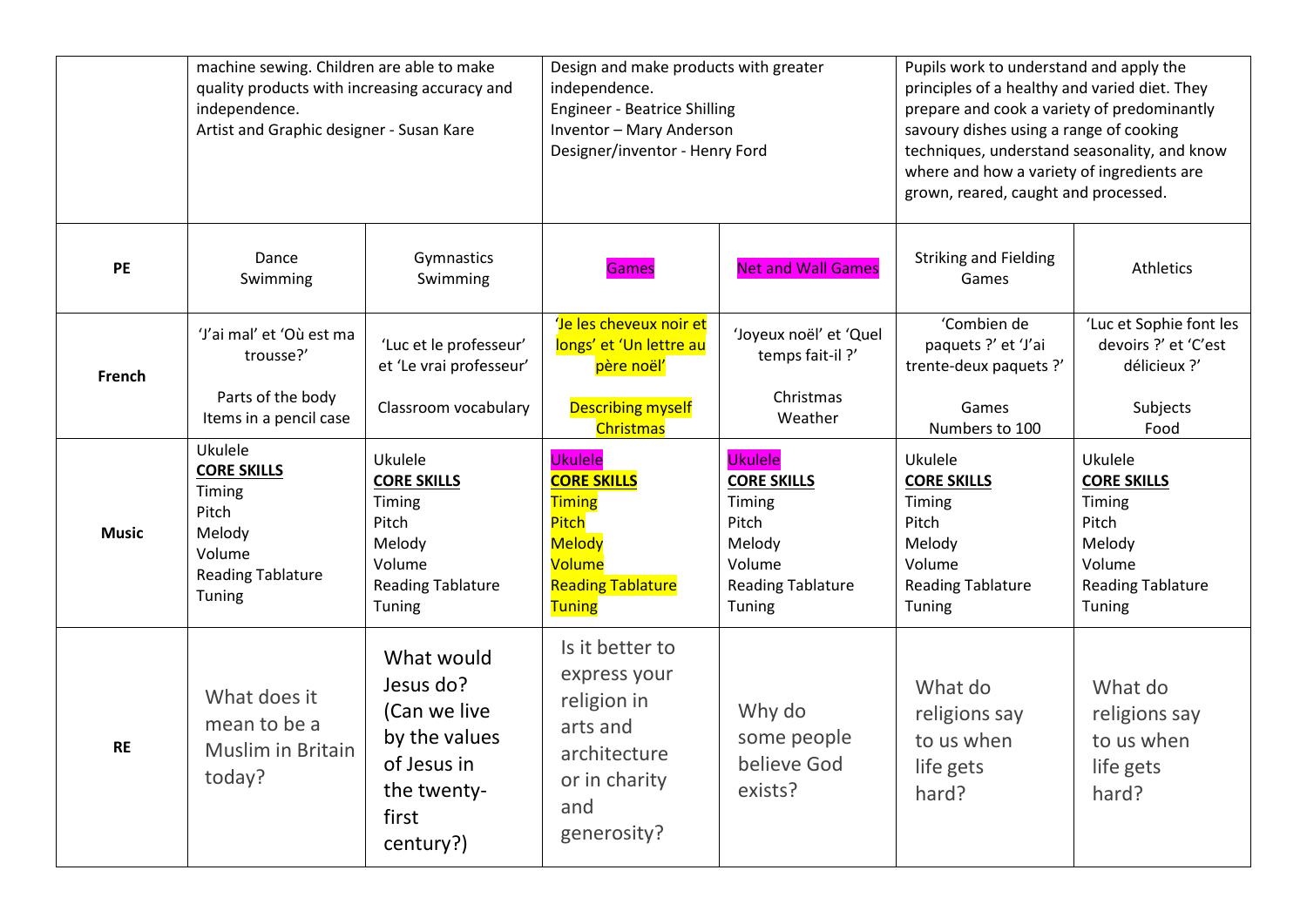| | | | | | | |
|---|---|---|---|---|---|---|
| | machine sewing. Children are able to make quality products with increasing accuracy and independence.<br>Artist and Graphic designer - Susan Kare | | Design and make products with greater independence.<br>Engineer - Beatrice Shilling<br>Inventor – Mary Anderson<br>Designer/inventor - Henry Ford | | Pupils work to understand and apply the principles of a healthy and varied diet. They prepare and cook a variety of predominantly savoury dishes using a range of cooking techniques, understand seasonality, and know where and how a variety of ingredients are grown, reared, caught and processed. | |
| **PE** | Dance<br>Swimming | Gymnastics<br>Swimming | Games | Net and Wall Games | Striking and Fielding<br>Games | Athletics |
| **French** | 'J'ai mal' et 'Où est ma trousse?'<br><br>Parts of the body<br>Items in a pencil case | 'Luc et le professeur' et 'Le vrai professeur'<br><br>Classroom vocabulary | 'Je les cheveux noir et longs' et 'Un lettre au père noël'<br><br>Describing myself<br>Christmas | 'Joyeux noël' et 'Quel temps fait-il ?'<br><br>Christmas<br>Weather | 'Combien de paquets ?' et 'J'ai trente-deux paquets ?'<br><br>Games<br>Numbers to 100 | 'Luc et Sophie font les devoirs ?' et 'C'est délicieux ?'<br><br>Subjects<br>Food |
| **Music** | Ukulele<br>**CORE SKILLS**<br>Timing<br>Pitch<br>Melody<br>Volume<br>Reading Tablature<br>Tuning | Ukulele<br>**CORE SKILLS**<br>Timing<br>Pitch<br>Melody<br>Volume<br>Reading Tablature<br>Tuning | Ukulele<br>**CORE SKILLS**<br>Timing<br>Pitch<br>Melody<br>Volume<br>Reading Tablature<br>Tuning | Ukulele<br>**CORE SKILLS**<br>Timing<br>Pitch<br>Melody<br>Volume<br>Reading Tablature<br>Tuning | Ukulele<br>**CORE SKILLS**<br>Timing<br>Pitch<br>Melody<br>Volume<br>Reading Tablature<br>Tuning | Ukulele<br>**CORE SKILLS**<br>Timing<br>Pitch<br>Melody<br>Volume<br>Reading Tablature<br>Tuning |
| **RE** | What does it mean to be a Muslim in Britain today? | What would Jesus do? (Can we live by the values of Jesus in the twenty-first century?) | Is it better to express your religion in arts and architecture or in charity and generosity? | Why do some people believe God exists? | What do religions say to us when life gets hard? | What do religions say to us when life gets hard? |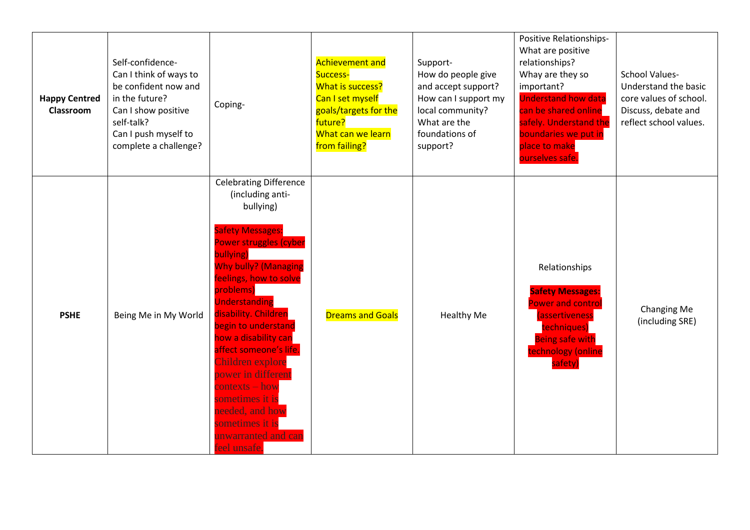| | | | | | | |
|---|---|---|---|---|---|---|
| **Happy Centred Classroom** | Self-confidence- Can I think of ways to be confident now and in the future? Can I show positive self-talk? Can I push myself to complete a challenge? | Coping- | Achievement and Success- What is success? Can I set myself goals/targets for the future? What can we learn from failing? | Support- How do people give and accept support? How can I support my local community? What are the foundations of support? | Positive Relationships- What are positive relationships? Whay are they so important? Understand how data can be shared online safely. Understand the boundaries we put in place to make ourselves safe. | School Values- Understand the basic core values of school. Discuss, debate and reflect school values. |
| **PSHE** | Being Me in My World | Celebrating Difference (including anti-bullying)<br><br>Safety Messages: Power struggles (cyber bullying) Why bully? (Managing feelings, how to solve problems) Understanding disability. Children begin to understand how a disability can affect someone's life. Children explore power in different contexts – how sometimes it is needed, and how sometimes it is unwarranted and can feel unsafe. | Dreams and Goals | Healthy Me | Relationships<br><br>**Safety Messages:** Power and control (assertiveness techniques) Being safe with technology (online safety) | Changing Me (including SRE) |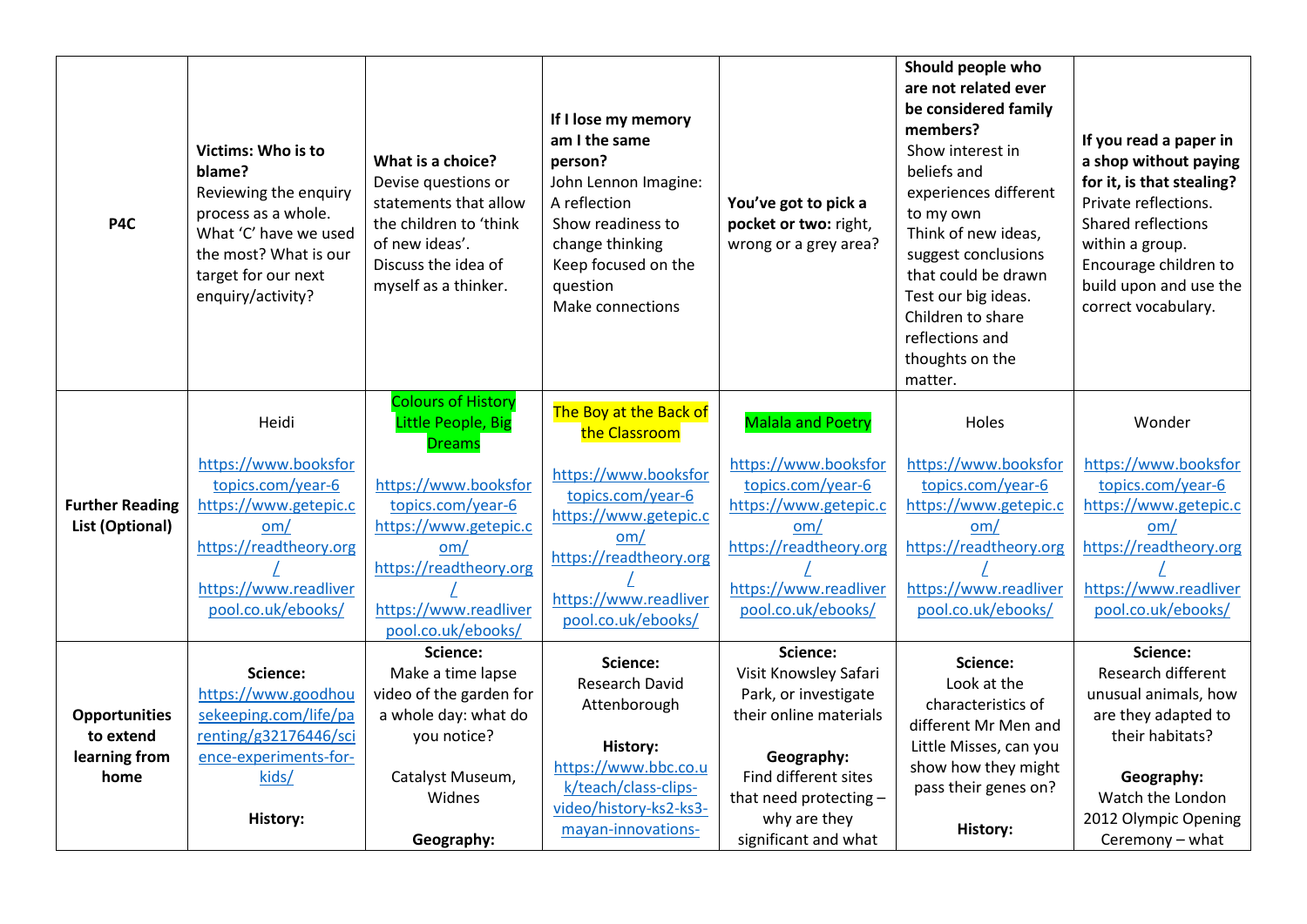| P4C | **Victims: Who is to blame?** Reviewing the enquiry process as a whole. What 'C' have we used the most? What is our target for our next enquiry/activity? | **What is a choice?** Devise questions or statements that allow the children to 'think of new ideas'. Discuss the idea of myself as a thinker. | **If I lose my memory am I the same person?** John Lennon Imagine: A reflection Show readiness to change thinking Keep focused on the question Make connections | **You've got to pick a pocket or two:** right, wrong or a grey area? | **Should people who are not related ever be considered family members?** Show interest in beliefs and experiences different to my own Think of new ideas, suggest conclusions that could be drawn Test our big ideas. Children to share reflections and thoughts on the matter. | **If you read a paper in a shop without paying for it, is that stealing?** Private reflections. Shared reflections within a group. Encourage children to build upon and use the correct vocabulary. |
|---|---|---|---|---|---|---|
| **Further Reading List (Optional)** | Heidi<br><br>https://www.booksfortopics.com/year-6 https://www.getepic.com/ https://readtheory.org/ https://www.readliverpool.co.uk/ebooks/ | Colours of History Little People, Big Dreams<br><br>https://www.booksfortopics.com/year-6 https://www.getepic.com/ https://readtheory.org/ https://www.readliverpool.co.uk/ebooks/ | The Boy at the Back of the Classroom<br><br>https://www.booksfortopics.com/year-6 https://www.getepic.com/ https://readtheory.org/ https://www.readliverpool.co.uk/ebooks/ | Malala and Poetry<br><br>https://www.booksfortopics.com/year-6 https://www.getepic.com/ https://readtheory.org/ https://www.readliverpool.co.uk/ebooks/ | Holes<br><br>https://www.booksfortopics.com/year-6 https://www.getepic.com/ https://readtheory.org/ https://www.readliverpool.co.uk/ebooks/ | Wonder<br><br>https://www.booksfortopics.com/year-6 https://www.getepic.com/ https://readtheory.org/ https://www.readliverpool.co.uk/ebooks/ |
| **Opportunities to extend learning from home** | **Science:** https://www.goodhousekeeping.com/life/parenting/g32176446/science-experiments-for-kids/<br><br>**History:** | **Science:** Make a time lapse video of the garden for a whole day: what do you notice?<br><br>Catalyst Museum, Widnes<br><br>**Geography:** | **Science:** Research David Attenborough<br><br>**History:** https://www.bbc.co.uk/teach/class-clips-video/history-ks2-ks3-mayan-innovations- | **Science:** Visit Knowsley Safari Park, or investigate their online materials<br><br>**Geography:** Find different sites that need protecting – why are they significant and what | **Science:** Look at the characteristics of different Mr Men and Little Misses, can you show how they might pass their genes on?<br><br>**History:** | **Science:** Research different unusual animals, how are they adapted to their habitats?<br><br>**Geography:** Watch the London 2012 Olympic Opening Ceremony – what |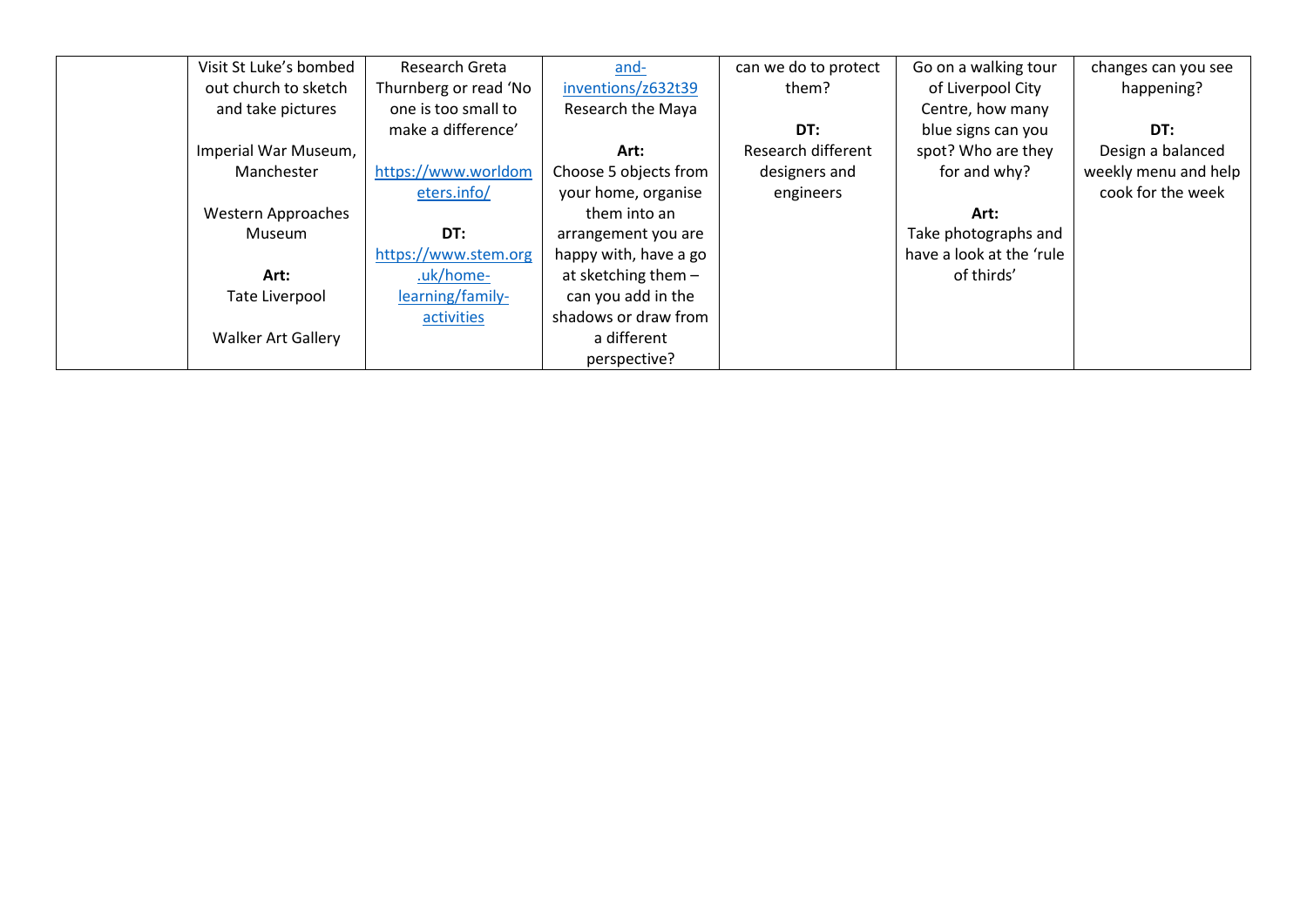| | | | | | | |
|---|---|---|---|---|---|---|
| | Visit St Luke's bombed out church to sketch and take pictures<br><br>Imperial War Museum, Manchester<br><br>Western Approaches Museum<br><br>**Art:**<br>Tate Liverpool<br><br>Walker Art Gallery | Research Greta Thurnberg or read 'No one is too small to make a difference'<br><br>https://www.worldometers.info/<br><br>**DT:**<br>https://www.stem.org.uk/home-learning/family-activities | and-inventions/z632t39<br>Research the Maya<br><br>**Art:**<br>Choose 5 objects from your home, organise them into an arrangement you are happy with, have a go at sketching them – can you add in the shadows or draw from a different perspective? | can we do to protect them?<br><br>**DT:**<br>Research different designers and engineers | Go on a walking tour of Liverpool City Centre, how many blue signs can you spot? Who are they for and why?<br><br>**Art:**<br>Take photographs and have a look at the 'rule of thirds' | changes can you see happening?<br><br>**DT:**<br>Design a balanced weekly menu and help cook for the week |